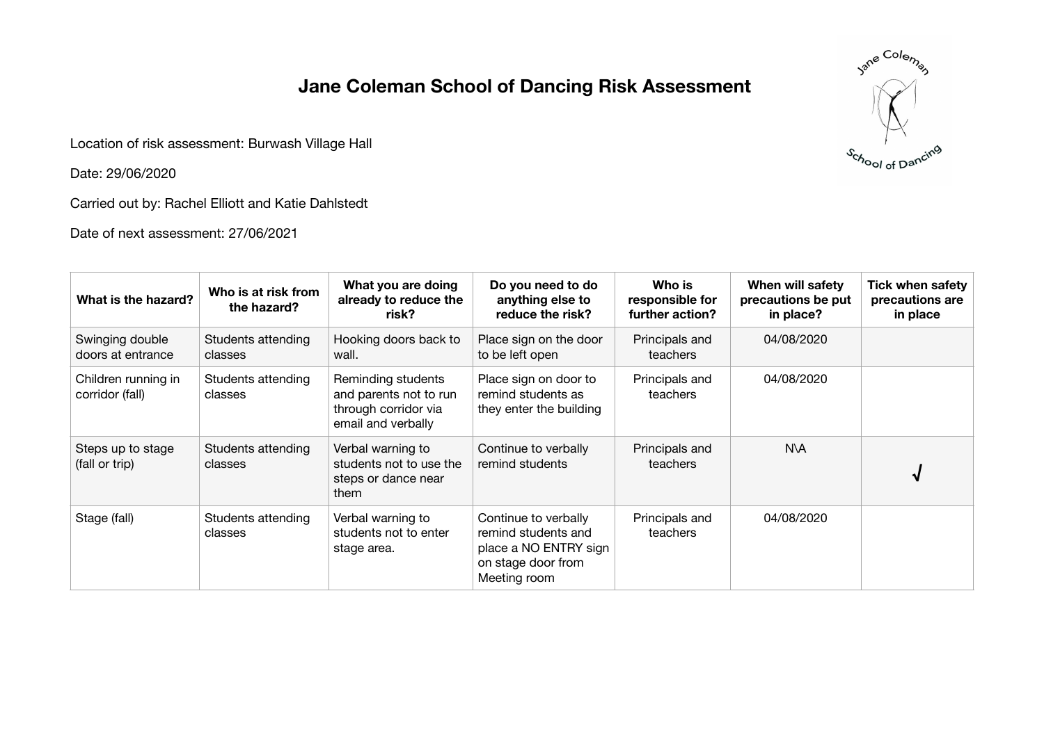# Jane Coleman School of Dancing Risk Assessment

Location of risk assessment: Burwash Village Hall

Date: 29/06/2020

Carried out by: Rachel Elliott and Katie Dahlstedt

Date of next assessment: 27/06/2021

| What is the hazard? | Who is at risk from the hazard? | What you are doing already to reduce the risk? | Do you need to do anything else to reduce the risk? | Who is responsible for further action? | When will safety precautions be put in place? | Tick when safety precautions are in place |
|---|---|---|---|---|---|---|
| Swinging double doors at entrance | Students attending classes | Hooking doors back to wall. | Place sign on the door to be left open | Principals and teachers | 04/08/2020 | |
| Children running in corridor (fall) | Students attending classes | Reminding students and parents not to run through corridor via email and verbally | Place sign on door to remind students as they enter the building | Principals and teachers | 04/08/2020 | |
| Steps up to stage (fall or trip) | Students attending classes | Verbal warning to students not to use the steps or dance near them | Continue to verbally remind students | Principals and teachers | N\A | √ |
| Stage (fall) | Students attending classes | Verbal warning to students not to enter stage area. | Continue to verbally remind students and place a NO ENTRY sign on stage door from Meeting room | Principals and teachers | 04/08/2020 | |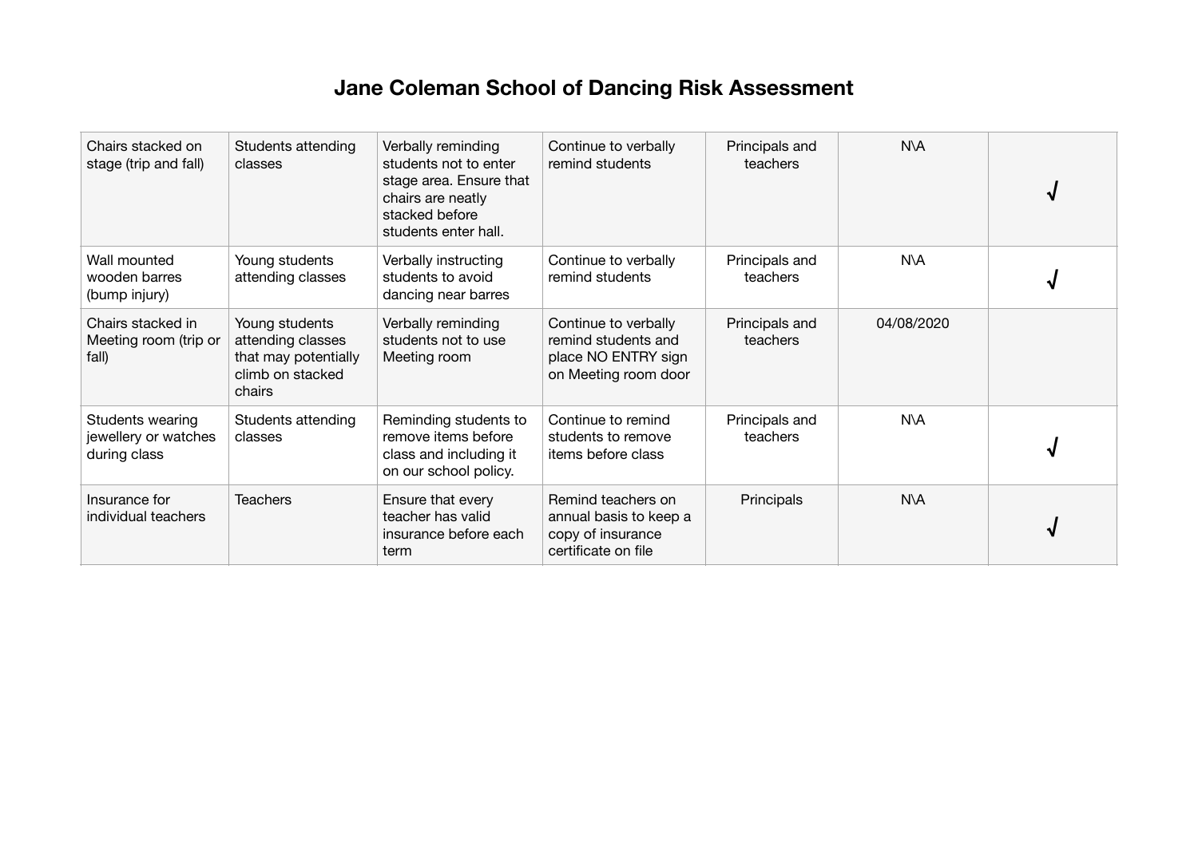# Jane Coleman School of Dancing Risk Assessment

| | | | | | | |
|---|---|---|---|---|---|---|
| Chairs stacked on stage (trip and fall) | Students attending classes | Verbally reminding students not to enter stage area. Ensure that chairs are neatly stacked before students enter hall. | Continue to verbally remind students | Principals and teachers | N\A | √ |
| Wall mounted wooden barres (bump injury) | Young students attending classes | Verbally instructing students to avoid dancing near barres | Continue to verbally remind students | Principals and teachers | N\A | √ |
| Chairs stacked in Meeting room (trip or fall) | Young students attending classes that may potentially climb on stacked chairs | Verbally reminding students not to use Meeting room | Continue to verbally remind students and place NO ENTRY sign on Meeting room door | Principals and teachers | 04/08/2020 | |
| Students wearing jewellery or watches during class | Students attending classes | Reminding students to remove items before class and including it on our school policy. | Continue to remind students to remove items before class | Principals and teachers | N\A | √ |
| Insurance for individual teachers | Teachers | Ensure that every teacher has valid insurance before each term | Remind teachers on annual basis to keep a copy of insurance certificate on file | Principals | N\A | √ |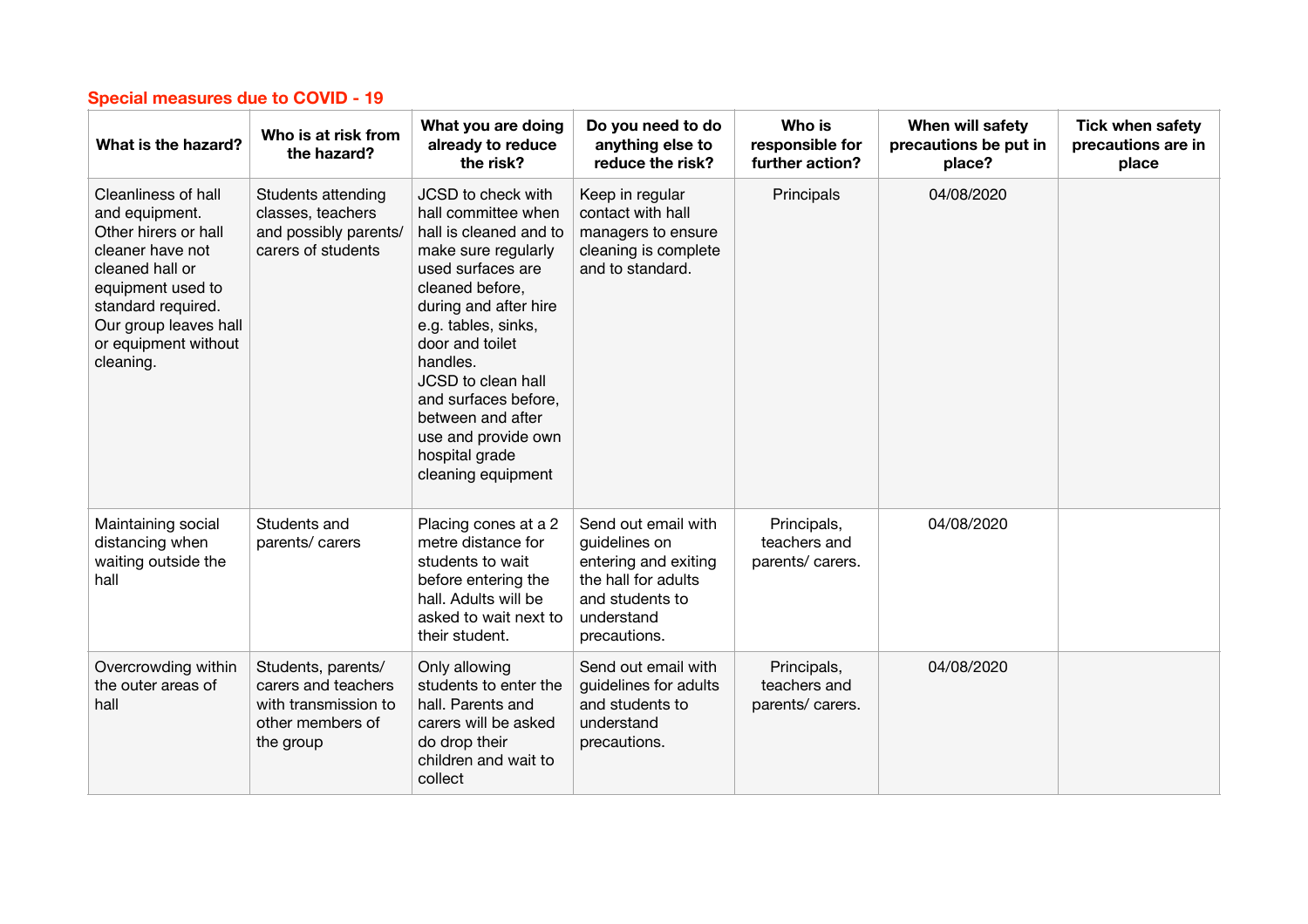**Special measures due to COVID - 19**

| What is the hazard? | Who is at risk from the hazard? | What you are doing already to reduce the risk? | Do you need to do anything else to reduce the risk? | Who is responsible for further action? | When will safety precautions be put in place? | Tick when safety precautions are in place |
|---|---|---|---|---|---|---|
| Cleanliness of hall and equipment. Other hirers or hall cleaner have not cleaned hall or equipment used to standard required. Our group leaves hall or equipment without cleaning. | Students attending classes, teachers and possibly parents/ carers of students | JCSD to check with hall committee when hall is cleaned and to make sure regularly used surfaces are cleaned before, during and after hire e.g. tables, sinks, door and toilet handles. JCSD to clean hall and surfaces before, between and after use and provide own hospital grade cleaning equipment | Keep in regular contact with hall managers to ensure cleaning is complete and to standard. | Principals | 04/08/2020 | |
| Maintaining social distancing when waiting outside the hall | Students and parents/ carers | Placing cones at a 2 metre distance for students to wait before entering the hall. Adults will be asked to wait next to their student. | Send out email with guidelines on entering and exiting the hall for adults and students to understand precautions. | Principals, teachers and parents/ carers. | 04/08/2020 | |
| Overcrowding within the outer areas of hall | Students, parents/ carers and teachers with transmission to other members of the group | Only allowing students to enter the hall. Parents and carers will be asked do drop their children and wait to collect | Send out email with guidelines for adults and students to understand precautions. | Principals, teachers and parents/ carers. | 04/08/2020 | |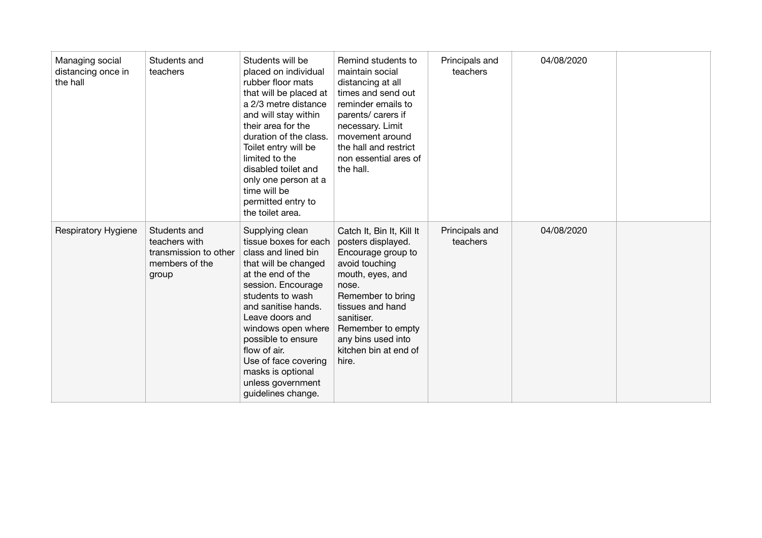| | | | | | | |
|---|---|---|---|---|---|---|
| Managing social distancing once in the hall | Students and teachers | Students will be placed on individual rubber floor mats that will be placed at a 2/3 metre distance and will stay within their area for the duration of the class. Toilet entry will be limited to the disabled toilet and only one person at a time will be permitted entry to the toilet area. | Remind students to maintain social distancing at all times and send out reminder emails to parents/ carers if necessary. Limit movement around the hall and restrict non essential ares of the hall. | Principals and teachers | 04/08/2020 | |
| Respiratory Hygiene | Students and teachers with transmission to other members of the group | Supplying clean tissue boxes for each class and lined bin that will be changed at the end of the session. Encourage students to wash and sanitise hands. Leave doors and windows open where possible to ensure flow of air. Use of face covering masks is optional unless government guidelines change. | Catch It, Bin It, Kill It posters displayed. Encourage group to avoid touching mouth, eyes, and nose. Remember to bring tissues and hand sanitiser. Remember to empty any bins used into kitchen bin at end of hire. | Principals and teachers | 04/08/2020 | |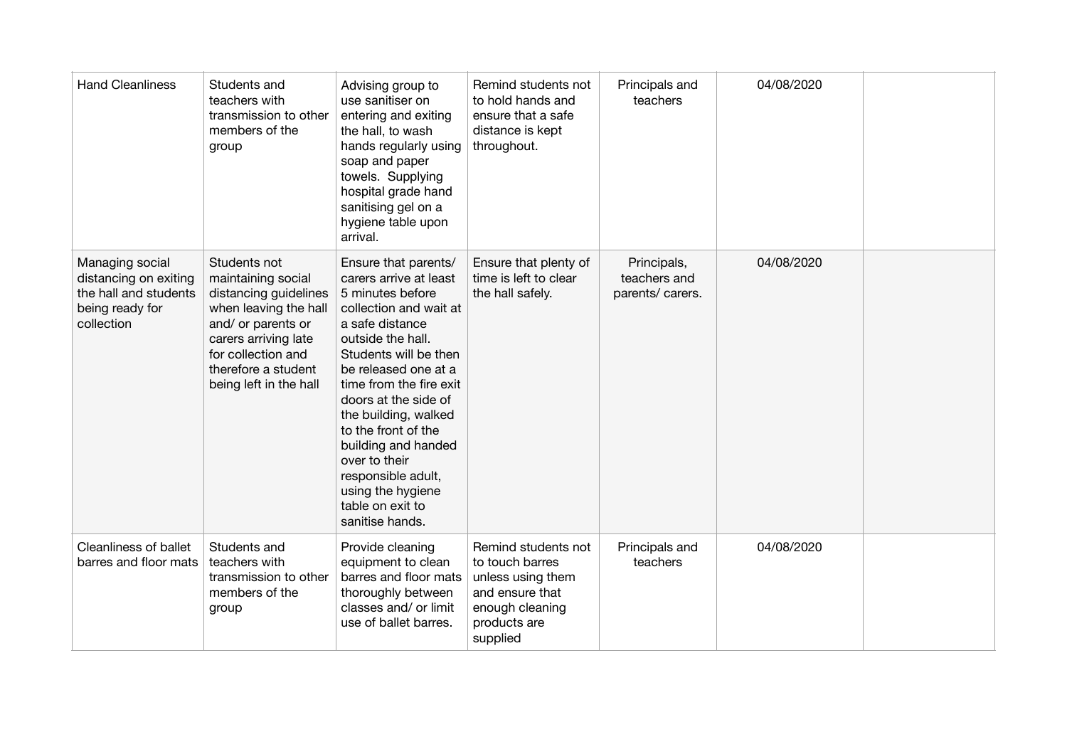| | | | | | | |
|---|---|---|---|---|---|---|
| Hand Cleanliness | Students and teachers with transmission to other members of the group | Advising group to use sanitiser on entering and exiting the hall, to wash hands regularly using soap and paper towels. Supplying hospital grade hand sanitising gel on a hygiene table upon arrival. | Remind students not to hold hands and ensure that a safe distance is kept throughout. | Principals and teachers | 04/08/2020 | |
| Managing social distancing on exiting the hall and students being ready for collection | Students not maintaining social distancing guidelines when leaving the hall and/ or parents or carers arriving late for collection and therefore a student being left in the hall | Ensure that parents/ carers arrive at least 5 minutes before collection and wait at a safe distance outside the hall. Students will be then be released one at a time from the fire exit doors at the side of the building, walked to the front of the building and handed over to their responsible adult, using the hygiene table on exit to sanitise hands. | Ensure that plenty of time is left to clear the hall safely. | Principals, teachers and parents/ carers. | 04/08/2020 | |
| Cleanliness of ballet barres and floor mats | Students and teachers with transmission to other members of the group | Provide cleaning equipment to clean barres and floor mats thoroughly between classes and/ or limit use of ballet barres. | Remind students not to touch barres unless using them and ensure that enough cleaning products are supplied | Principals and teachers | 04/08/2020 | |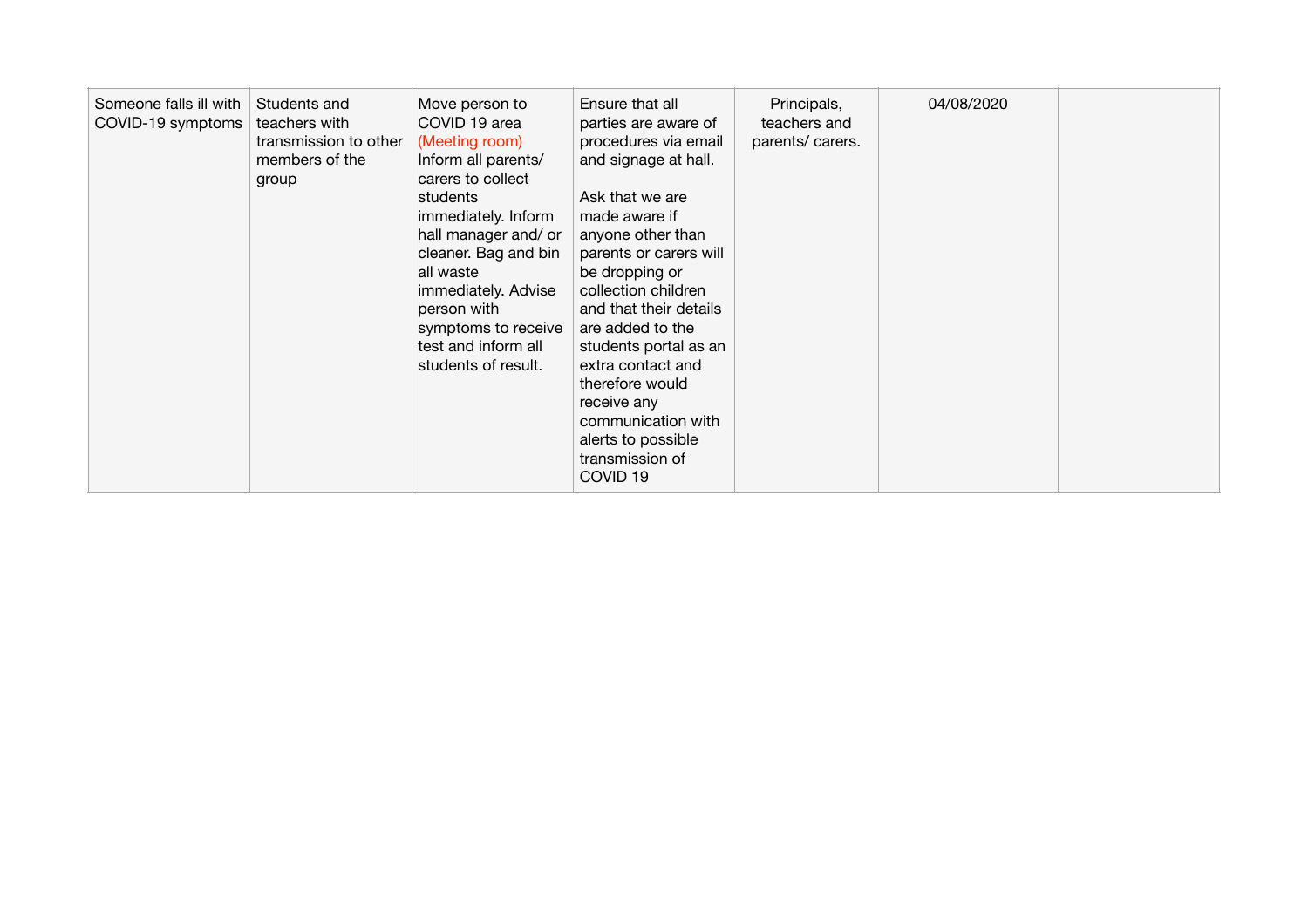| | | | | | | |
|---|---|---|---|---|---|---|
| Someone falls ill with COVID-19 symptoms | Students and teachers with transmission to other members of the group | Move person to COVID 19 area (Meeting room) Inform all parents/ carers to collect students immediately. Inform hall manager and/ or cleaner. Bag and bin all waste immediately. Advise person with symptoms to receive test and inform all students of result. | Ensure that all parties are aware of procedures via email and signage at hall.<br><br>Ask that we are made aware if anyone other than parents or carers will be dropping or collection children and that their details are added to the students portal as an extra contact and therefore would receive any communication with alerts to possible transmission of COVID 19 | Principals, teachers and parents/ carers. | 04/08/2020 | |